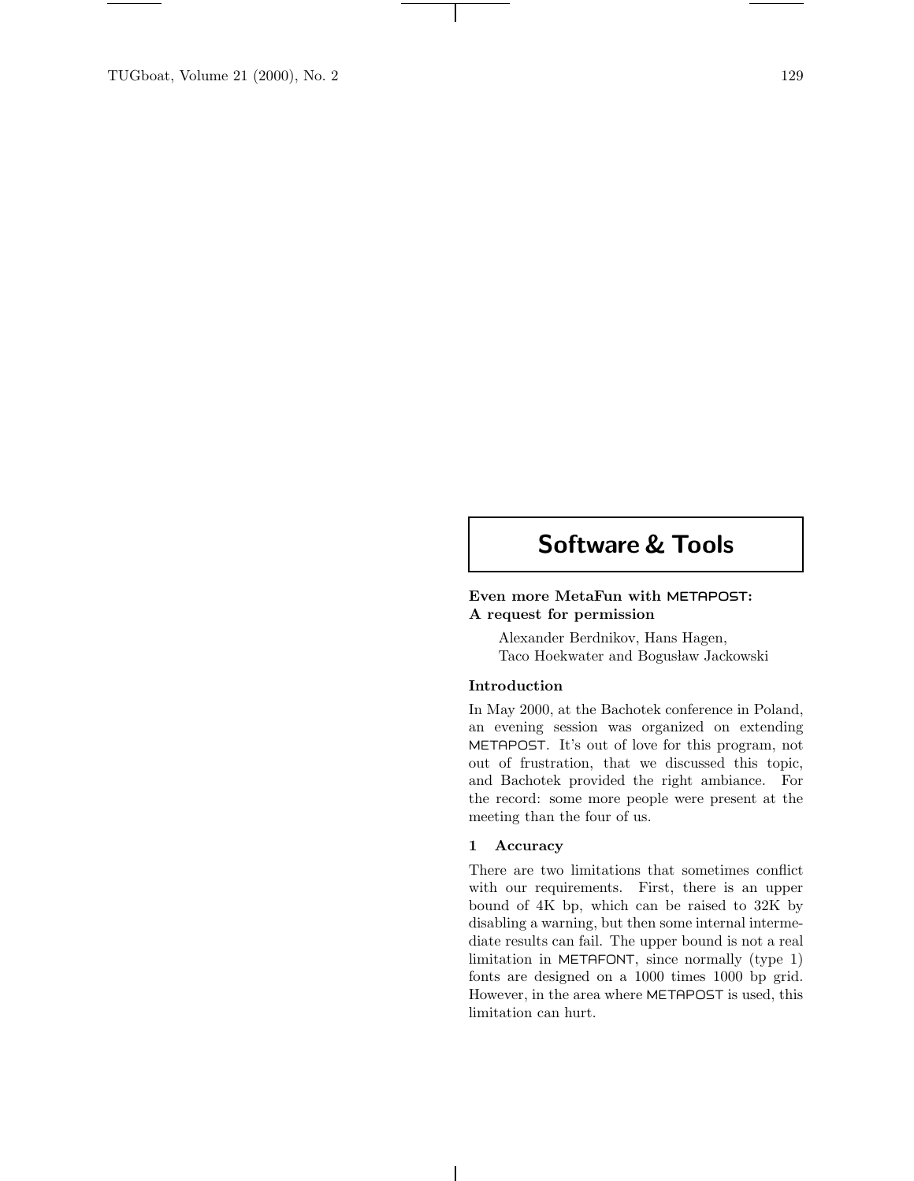# Software & Tools

## Even more MetaFun with METAPOST: A request for permission

Alexander Berdnikov, Hans Hagen, Taco Hoekwater and Bogusław Jackowski

### Introduction

In May 2000, at the Bachotek conference in Poland, an evening session was organized on extending METAPOST. It's out of love for this program, not out of frustration, that we discussed this topic, and Bachotek provided the right ambiance. For the record: some more people were present at the meeting than the four of us.

### 1 Accuracy

There are two limitations that sometimes conflict with our requirements. First, there is an upper bound of 4K bp, which can be raised to 32K by disabling a warning, but then some internal intermediate results can fail. The upper bound is not a real limitation in METAFONT, since normally (type 1) fonts are designed on a 1000 times 1000 bp grid. However, in the area where METAPOST is used, this limitation can hurt.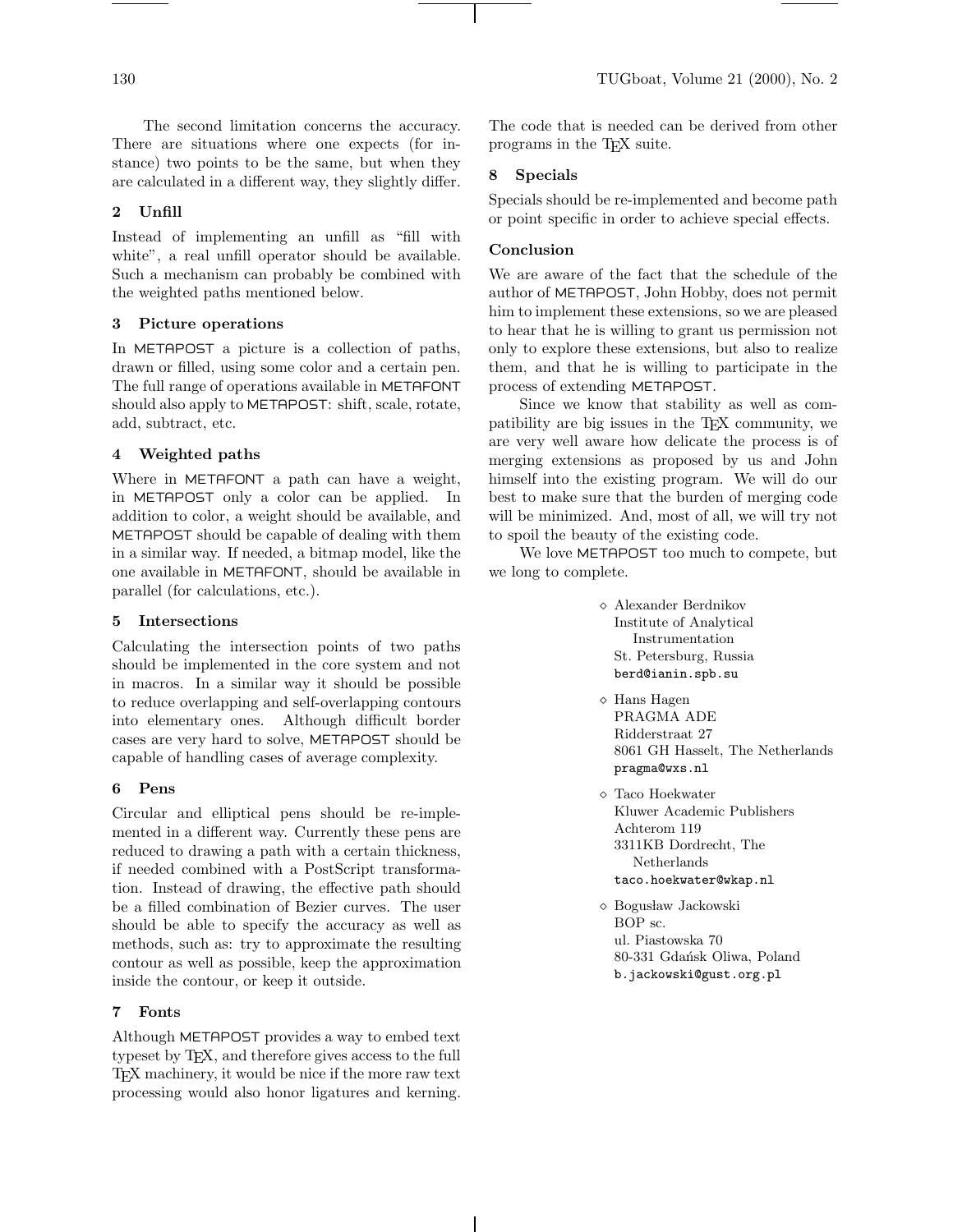The second limitation concerns the accuracy. There are situations where one expects (for instance) two points to be the same, but when they are calculated in a different way, they slightly differ.

## 2 Unfill

Instead of implementing an unfill as "fill with white", a real unfill operator should be available. Such a mechanism can probably be combined with the weighted paths mentioned below.

## 3 Picture operations

In METAPOST a picture is a collection of paths, drawn or filled, using some color and a certain pen. The full range of operations available in METAFONT should also apply to METAPOST: shift, scale, rotate, add, subtract, etc.

## 4 Weighted paths

Where in METAFONT a path can have a weight, in METAPOST only a color can be applied. In addition to color, a weight should be available, and METAPOST should be capable of dealing with them in a similar way. If needed, a bitmap model, like the one available in METAFONT, should be available in parallel (for calculations, etc.).

## 5 Intersections

Calculating the intersection points of two paths should be implemented in the core system and not in macros. In a similar way it should be possible to reduce overlapping and self-overlapping contours into elementary ones. Although difficult border cases are very hard to solve, METAPOST should be capable of handling cases of average complexity.

## 6 Pens

Circular and elliptical pens should be re-implemented in a different way. Currently these pens are reduced to drawing a path with a certain thickness, if needed combined with a PostScript transformation. Instead of drawing, the effective path should be a filled combination of Bezier curves. The user should be able to specify the accuracy as well as methods, such as: try to approximate the resulting contour as well as possible, keep the approximation inside the contour, or keep it outside.

## 7 Fonts

Although METAPOST provides a way to embed text typeset by TeX, and therefore gives access to the full TeX machinery, it would be nice if the more raw text processing would also honor ligatures and kerning. The code that is needed can be derived from other programs in the TeX suite.

## 8 Specials

Specials should be re-implemented and become path or point specific in order to achieve special effects.

## Conclusion

We are aware of the fact that the schedule of the author of METAPOST, John Hobby, does not permit him to implement these extensions, so we are pleased to hear that he is willing to grant us permission not only to explore these extensions, but also to realize them, and that he is willing to participate in the process of extending METAPOST.

Since we know that stability as well as compatibility are big issues in the TeX community, we are very well aware how delicate the process is of merging extensions as proposed by us and John himself into the existing program. We will do our best to make sure that the burden of merging code will be minimized. And, most of all, we will try not to spoil the beauty of the existing code.

We love METAPOST too much to compete, but we long to complete.

◇ Alexander Berdnikov
Institute of Analytical Instrumentation
St. Petersburg, Russia
berd@ianin.spb.su

◇ Hans Hagen
PRAGMA ADE
Ridderstraat 27
8061 GH Hasselt, The Netherlands
pragma@wxs.nl

◇ Taco Hoekwater
Kluwer Academic Publishers
Achterom 119
3311KB Dordrecht, The Netherlands
taco.hoekwater@wkap.nl

◇ Bogusław Jackowski
BOP sc.
ul. Piastowska 70
80-331 Gdańsk Oliwa, Poland
b.jackowski@gust.org.pl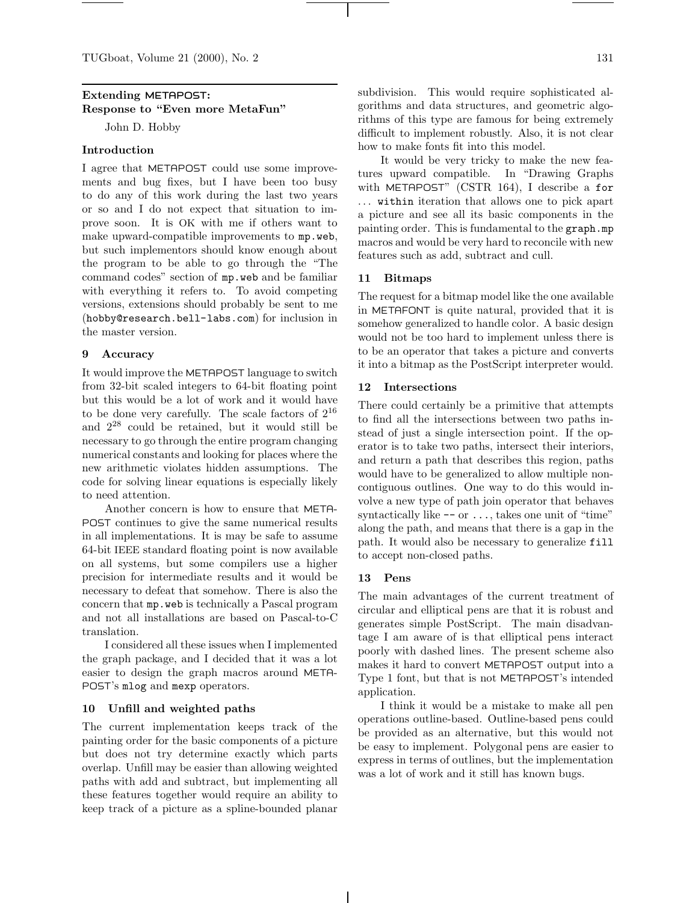## Extending METAPOST: Response to "Even more MetaFun"

John D. Hobby

### Introduction

I agree that METAPOST could use some improvements and bug fixes, but I have been too busy to do any of this work during the last two years or so and I do not expect that situation to improve soon. It is OK with me if others want to make upward-compatible improvements to `mp.web`, but such implementors should know enough about the program to be able to go through the "The command codes" section of `mp.web` and be familiar with everything it refers to. To avoid competing versions, extensions should probably be sent to me (`hobby@research.bell-labs.com`) for inclusion in the master version.

### 9 Accuracy

It would improve the METAPOST language to switch from 32-bit scaled integers to 64-bit floating point but this would be a lot of work and it would have to be done very carefully. The scale factors of $2^{16}$ and $2^{28}$ could be retained, but it would still be necessary to go through the entire program changing numerical constants and looking for places where the new arithmetic violates hidden assumptions. The code for solving linear equations is especially likely to need attention.

Another concern is how to ensure that METAPOST continues to give the same numerical results in all implementations. It is may be safe to assume 64-bit IEEE standard floating point is now available on all systems, but some compilers use a higher precision for intermediate results and it would be necessary to defeat that somehow. There is also the concern that `mp.web` is technically a Pascal program and not all installations are based on Pascal-to-C translation.

I considered all these issues when I implemented the graph package, and I decided that it was a lot easier to design the graph macros around METAPOST's `mlog` and `mexp` operators.

### 10 Unfill and weighted paths

The current implementation keeps track of the painting order for the basic components of a picture but does not try determine exactly which parts overlap. Unfill may be easier than allowing weighted paths with add and subtract, but implementing all these features together would require an ability to keep track of a picture as a spline-bounded planar subdivision. This would require sophisticated algorithms and data structures, and geometric algorithms of this type are famous for being extremely difficult to implement robustly. Also, it is not clear how to make fonts fit into this model.

It would be very tricky to make the new features upward compatible. In "Drawing Graphs with METAPOST" (CSTR 164), I describe a `for` ... `within` iteration that allows one to pick apart a picture and see all its basic components in the painting order. This is fundamental to the `graph.mp` macros and would be very hard to reconcile with new features such as add, subtract and cull.

### 11 Bitmaps

The request for a bitmap model like the one available in METAFONT is quite natural, provided that it is somehow generalized to handle color. A basic design would not be too hard to implement unless there is to be an operator that takes a picture and converts it into a bitmap as the PostScript interpreter would.

### 12 Intersections

There could certainly be a primitive that attempts to find all the intersections between two paths instead of just a single intersection point. If the operator is to take two paths, intersect their interiors, and return a path that describes this region, paths would have to be generalized to allow multiple non-contiguous outlines. One way to do this would involve a new type of path join operator that behaves syntactically like `--` or `...`, takes one unit of "time" along the path, and means that there is a gap in the path. It would also be necessary to generalize `fill` to accept non-closed paths.

### 13 Pens

The main advantages of the current treatment of circular and elliptical pens are that it is robust and generates simple PostScript. The main disadvantage I am aware of is that elliptical pens interact poorly with dashed lines. The present scheme also makes it hard to convert METAPOST output into a Type 1 font, but that is not METAPOST's intended application.

I think it would be a mistake to make all pen operations outline-based. Outline-based pens could be provided as an alternative, but this would not be easy to implement. Polygonal pens are easier to express in terms of outlines, but the implementation was a lot of work and it still has known bugs.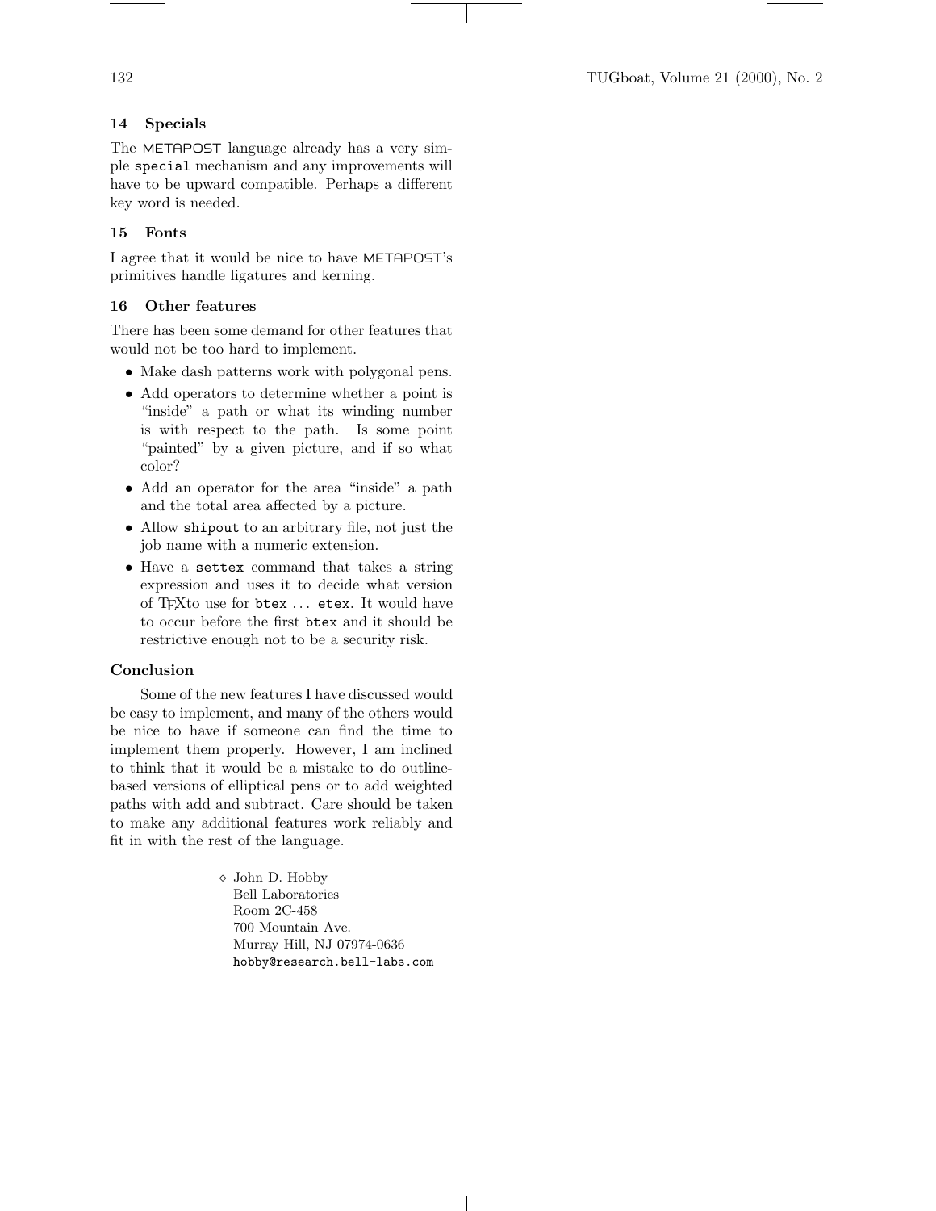## 14 Specials

The METAPOST language already has a very simple `special` mechanism and any improvements will have to be upward compatible. Perhaps a different key word is needed.

## 15 Fonts

I agree that it would be nice to have METAPOST's primitives handle ligatures and kerning.

## 16 Other features

There has been some demand for other features that would not be too hard to implement.

- Make dash patterns work with polygonal pens.
- Add operators to determine whether a point is "inside" a path or what its winding number is with respect to the path. Is some point "painted" by a given picture, and if so what color?
- Add an operator for the area "inside" a path and the total area affected by a picture.
- Allow `shipout` to an arbitrary file, not just the job name with a numeric extension.
- Have a `settex` command that takes a string expression and uses it to decide what version of TEXto use for `btex` ... `etex`. It would have to occur before the first `btex` and it should be restrictive enough not to be a security risk.

## Conclusion

Some of the new features I have discussed would be easy to implement, and many of the others would be nice to have if someone can find the time to implement them properly. However, I am inclined to think that it would be a mistake to do outline-based versions of elliptical pens or to add weighted paths with add and subtract. Care should be taken to make any additional features work reliably and fit in with the rest of the language.

◇ John D. Hobby
Bell Laboratories
Room 2C-458
700 Mountain Ave.
Murray Hill, NJ 07974-0636
`hobby@research.bell-labs.com`